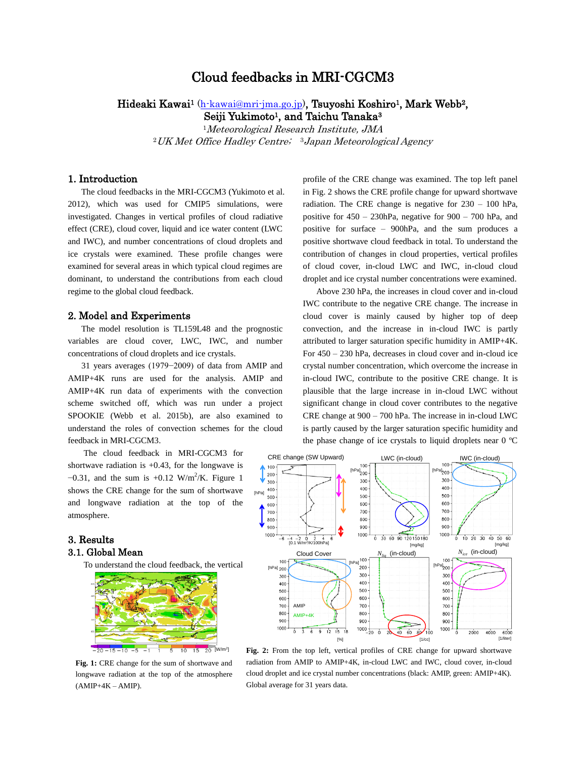# Cloud feedbacks in MRI-CGCM3

**Hideaki Kawai[1] (h-kawai@mri-jma.go.jp), Tsuyoshi Koshiro[1], Mark Webb[2], Seiji Yukimoto[1], and Taichu Tanaka[3]**

[1]*Meteorological Research Institute, JMA*

[2]*UK Met Office Hadley Centre;* [3]*Japan Meteorological Agency*

## 1. Introduction

The cloud feedbacks in the MRI-CGCM3 (Yukimoto et al. 2012), which was used for CMIP5 simulations, were investigated. Changes in vertical profiles of cloud radiative effect (CRE), cloud cover, liquid and ice water content (LWC and IWC), and number concentrations of cloud droplets and ice crystals were examined. These profile changes were examined for several areas in which typical cloud regimes are dominant, to understand the contributions from each cloud regime to the global cloud feedback.

## 2. Model and Experiments

The model resolution is TL159L48 and the prognostic variables are cloud cover, LWC, IWC, and number concentrations of cloud droplets and ice crystals.

31 years averages (1979−2009) of data from AMIP and AMIP+4K runs are used for the analysis. AMIP and AMIP+4K run data of experiments with the convection scheme switched off, which was run under a project SPOOKIE (Webb et al. 2015b), are also examined to understand the roles of convection schemes for the cloud feedback in MRI-CGCM3.

The cloud feedback in MRI-CGCM3 for shortwave radiation is +0.43, for the longwave is −0.31, and the sum is +0.12 $W/m^2/K$. Figure 1 shows the CRE change for the sum of shortwave and longwave radiation at the top of the atmosphere.

**Fig. 1:** CRE change for the sum of shortwave and longwave radiation at the top of the atmosphere (AMIP+4K – AMIP).

## 3. Results

### 3.1. Global Mean

To understand the cloud feedback, the vertical profile of the CRE change was examined. The top left panel in Fig. 2 shows the CRE profile change for upward shortwave radiation. The CRE change is negative for 230 – 100 hPa, positive for 450 – 230hPa, negative for 900 – 700 hPa, and positive for surface – 900hPa, and the sum produces a positive shortwave cloud feedback in total. To understand the contribution of changes in cloud properties, vertical profiles of cloud cover, in-cloud LWC and IWC, in-cloud cloud droplet and ice crystal number concentrations were examined.

Above 230 hPa, the increases in cloud cover and in-cloud IWC contribute to the negative CRE change. The increase in cloud cover is mainly caused by higher top of deep convection, and the increase in in-cloud IWC is partly attributed to larger saturation specific humidity in AMIP+4K. For 450 – 230 hPa, decreases in cloud cover and in-cloud ice crystal number concentration, which overcome the increase in in-cloud IWC, contribute to the positive CRE change. It is plausible that the large increase in in-cloud LWC without significant change in cloud cover contributes to the negative CRE change at 900 – 700 hPa. The increase in in-cloud LWC is partly caused by the larger saturation specific humidity and the phase change of ice crystals to liquid droplets near 0 ºC

**Fig. 2:** From the top left, vertical profiles of CRE change for upward shortwave radiation from AMIP to AMIP+4K, in-cloud LWC and IWC, cloud cover, in-cloud cloud droplet and ice crystal number concentrations (black: AMIP, green: AMIP+4K). Global average for 31 years data.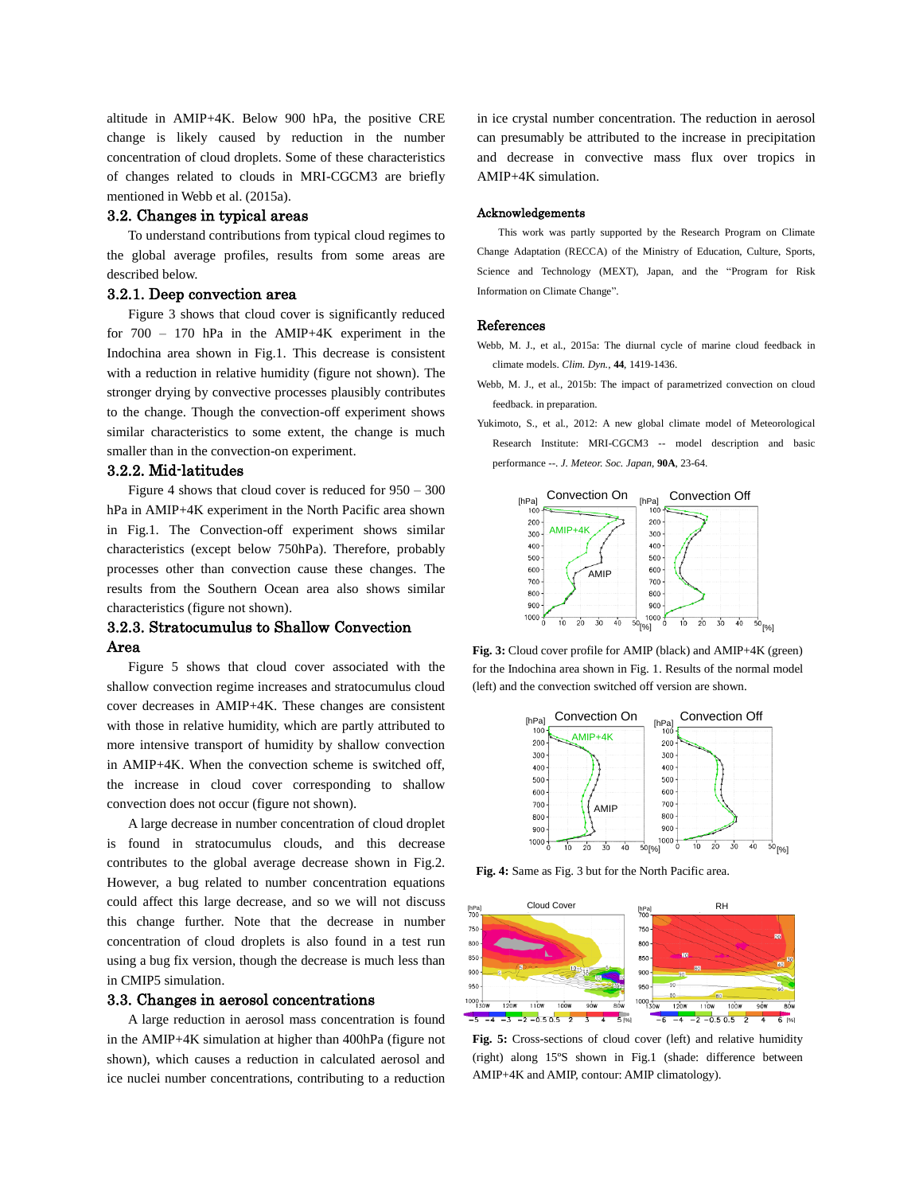altitude in AMIP+4K. Below 900 hPa, the positive CRE change is likely caused by reduction in the number concentration of cloud droplets. Some of these characteristics of changes related to clouds in MRI-CGCM3 are briefly mentioned in Webb et al. (2015a).

## 3.2. Changes in typical areas

To understand contributions from typical cloud regimes to the global average profiles, results from some areas are described below.

### 3.2.1. Deep convection area

Figure 3 shows that cloud cover is significantly reduced for 700 – 170 hPa in the AMIP+4K experiment in the Indochina area shown in Fig.1. This decrease is consistent with a reduction in relative humidity (figure not shown). The stronger drying by convective processes plausibly contributes to the change. Though the convection-off experiment shows similar characteristics to some extent, the change is much smaller than in the convection-on experiment.

### 3.2.2. Mid-latitudes

Figure 4 shows that cloud cover is reduced for 950 – 300 hPa in AMIP+4K experiment in the North Pacific area shown in Fig.1. The Convection-off experiment shows similar characteristics (except below 750hPa). Therefore, probably processes other than convection cause these changes. The results from the Southern Ocean area also shows similar characteristics (figure not shown).

### 3.2.3. Stratocumulus to Shallow Convection Area

Figure 5 shows that cloud cover associated with the shallow convection regime increases and stratocumulus cloud cover decreases in AMIP+4K. These changes are consistent with those in relative humidity, which are partly attributed to more intensive transport of humidity by shallow convection in AMIP+4K. When the convection scheme is switched off, the increase in cloud cover corresponding to shallow convection does not occur (figure not shown).

A large decrease in number concentration of cloud droplet is found in stratocumulus clouds, and this decrease contributes to the global average decrease shown in Fig.2. However, a bug related to number concentration equations could affect this large decrease, and so we will not discuss this change further. Note that the decrease in number concentration of cloud droplets is also found in a test run using a bug fix version, though the decrease is much less than in CMIP5 simulation.

## 3.3. Changes in aerosol concentrations

A large reduction in aerosol mass concentration is found in the AMIP+4K simulation at higher than 400hPa (figure not shown), which causes a reduction in calculated aerosol and ice nuclei number concentrations, contributing to a reduction in ice crystal number concentration. The reduction in aerosol can presumably be attributed to the increase in precipitation and decrease in convective mass flux over tropics in AMIP+4K simulation.

## Acknowledgements

This work was partly supported by the Research Program on Climate Change Adaptation (RECCA) of the Ministry of Education, Culture, Sports, Science and Technology (MEXT), Japan, and the "Program for Risk Information on Climate Change".

## References

Webb, M. J., et al., 2015a: The diurnal cycle of marine cloud feedback in climate models. *Clim. Dyn.*, **44**, 1419-1436.

Webb, M. J., et al., 2015b: The impact of parametrized convection on cloud feedback. in preparation.

Yukimoto, S., et al., 2012: A new global climate model of Meteorological Research Institute: MRI-CGCM3 -- model description and basic performance --. *J. Meteor. Soc. Japan*, **90A**, 23-64.

Convection On
Convection Off
[hPa]
AMIP+4K
AMIP
[%]

**Fig. 3:** Cloud cover profile for AMIP (black) and AMIP+4K (green) for the Indochina area shown in Fig. 1. Results of the normal model (left) and the convection switched off version are shown.

Convection On
Convection Off
[hPa]
AMIP+4K
AMIP
[%]

**Fig. 4:** Same as Fig. 3 but for the North Pacific area.

Cloud Cover
RH

**Fig. 5:** Cross-sections of cloud cover (left) and relative humidity (right) along 15ºS shown in Fig.1 (shade: difference between AMIP+4K and AMIP, contour: AMIP climatology).